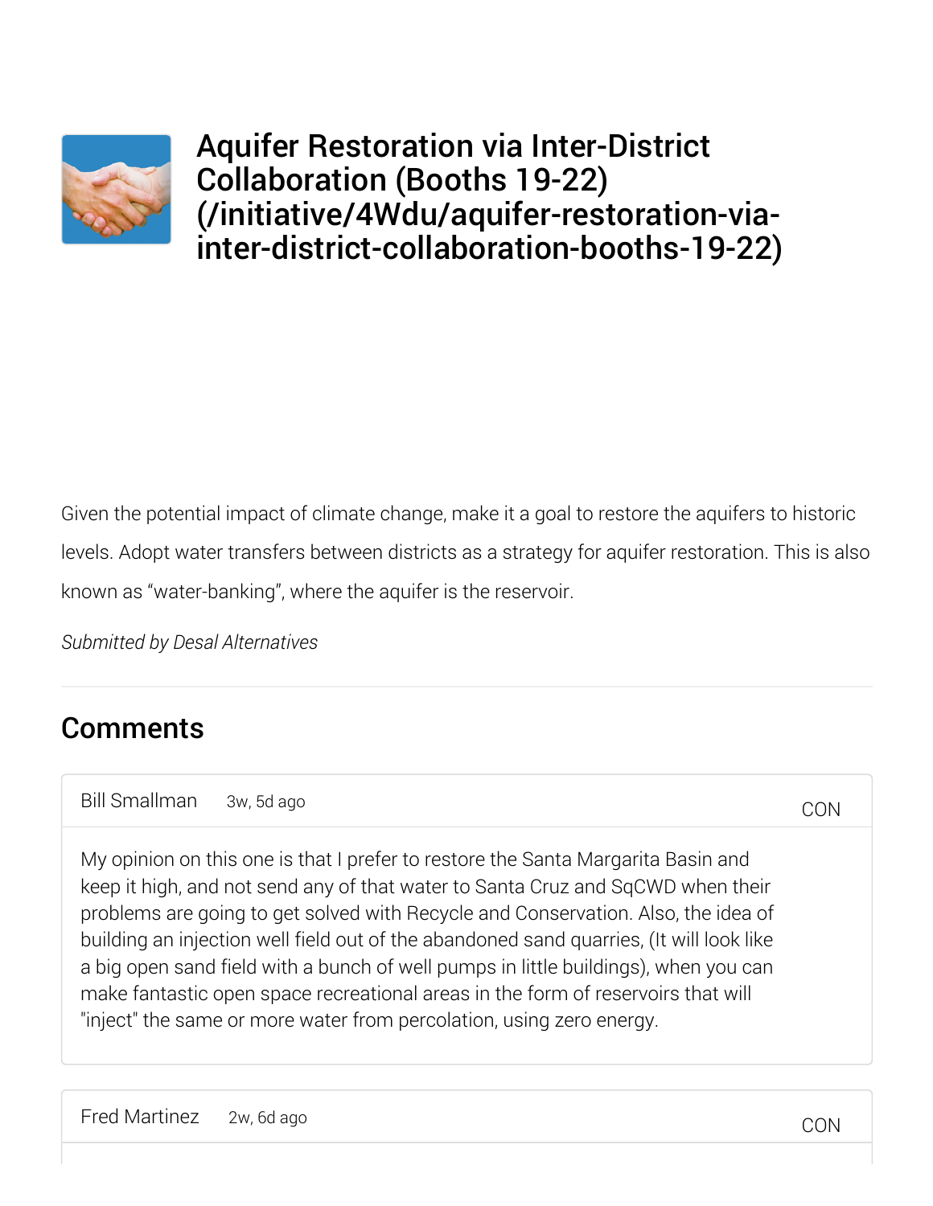# Aquifer Restoration via Inter-District Collaboration (Booths 19-22) (/initiative/4Wdu/aquifer-restoration-via-inter-district-collaboration-booths-19-22)

Given the potential impact of climate change, make it a goal to restore the aquifers to historic levels. Adopt water transfers between districts as a strategy for aquifer restoration. This is also known as "water-banking", where the aquifer is the reservoir.

*Submitted by Desal Alternatives*

## Comments

Bill Smallman 3w, 5d ago CON

My opinion on this one is that I prefer to restore the Santa Margarita Basin and keep it high, and not send any of that water to Santa Cruz and SqCWD when their problems are going to get solved with Recycle and Conservation. Also, the idea of building an injection well field out of the abandoned sand quarries, (It will look like a big open sand field with a bunch of well pumps in little buildings), when you can make fantastic open space recreational areas in the form of reservoirs that will "inject" the same or more water from percolation, using zero energy.

Fred Martinez 2w, 6d ago CON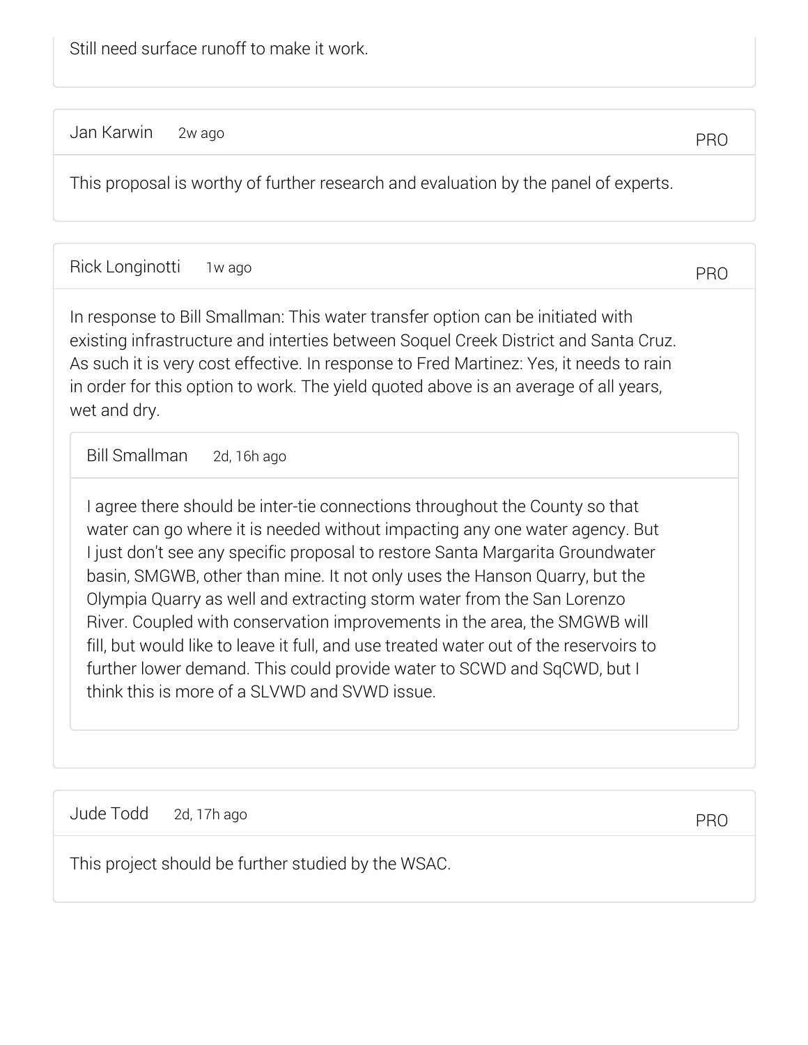Still need surface runoff to make it work.

Jan Karwin 2w ago PRO

This proposal is worthy of further research and evaluation by the panel of experts.

Rick Longinotti 1w ago PRO

In response to Bill Smallman: This water transfer option can be initiated with existing infrastructure and interties between Soquel Creek District and Santa Cruz. As such it is very cost effective. In response to Fred Martinez: Yes, it needs to rain in order for this option to work. The yield quoted above is an average of all years, wet and dry.

> Bill Smallman 2d, 16h ago
>
> I agree there should be inter-tie connections throughout the County so that water can go where it is needed without impacting any one water agency. But I just don't see any specific proposal to restore Santa Margarita Groundwater basin, SMGWB, other than mine. It not only uses the Hanson Quarry, but the Olympia Quarry as well and extracting storm water from the San Lorenzo River. Coupled with conservation improvements in the area, the SMGWB will fill, but would like to leave it full, and use treated water out of the reservoirs to further lower demand. This could provide water to SCWD and SqCWD, but I think this is more of a SLVWD and SVWD issue.

Jude Todd 2d, 17h ago PRO

This project should be further studied by the WSAC.